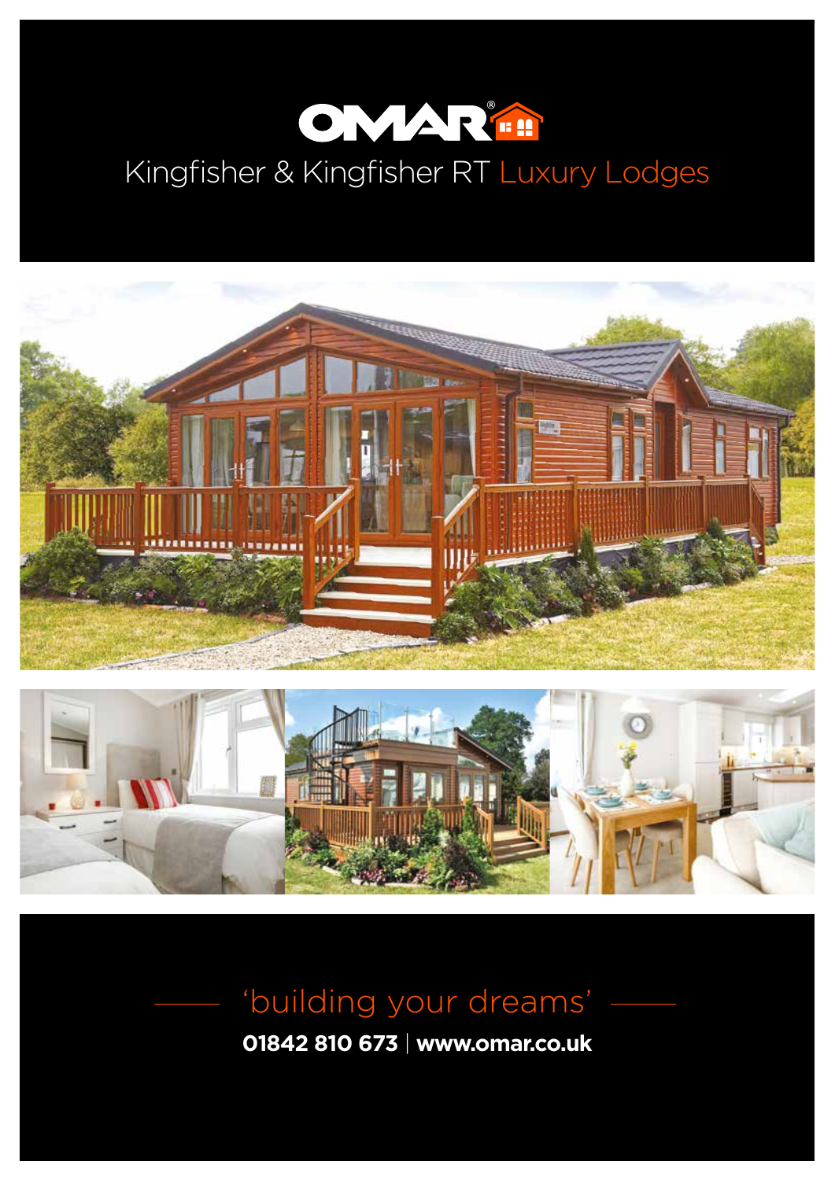# OMAR

## Kingfisher & Kingfisher RT Luxury Lodges

'building your dreams'

**01842 810 673** | **www.omar.co.uk**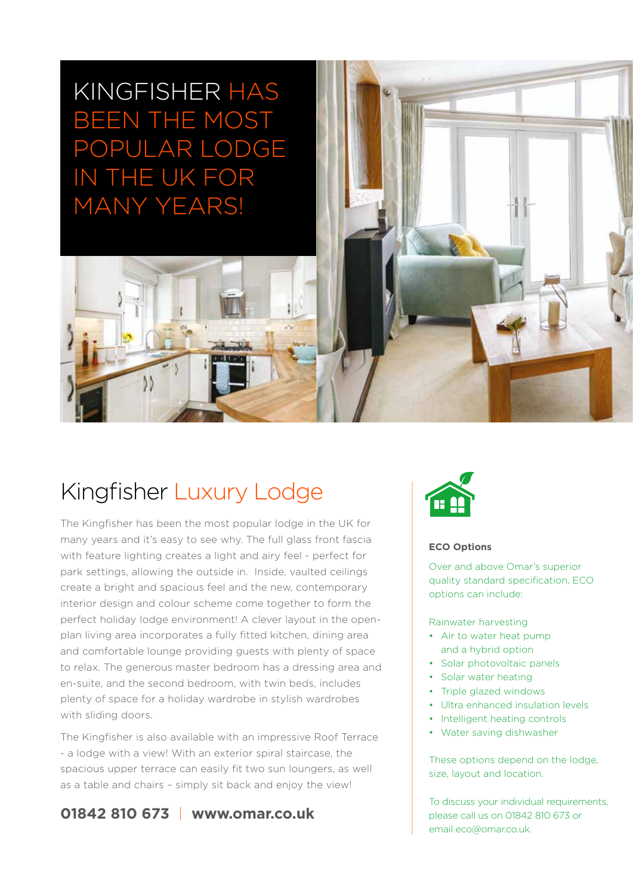# KINGFISHER HAS BEEN THE MOST POPULAR LODGE IN THE UK FOR MANY YEARS!

## Kingfisher Luxury Lodge

The Kingfisher has been the most popular lodge in the UK for many years and it's easy to see why. The full glass front fascia with feature lighting creates a light and airy feel - perfect for park settings, allowing the outside in. Inside, vaulted ceilings create a bright and spacious feel and the new, contemporary interior design and colour scheme come together to form the perfect holiday lodge environment! A clever layout in the open-plan living area incorporates a fully fitted kitchen, dining area and comfortable lounge providing guests with plenty of space to relax. The generous master bedroom has a dressing area and en-suite, and the second bedroom, with twin beds, includes plenty of space for a holiday wardrobe in stylish wardrobes with sliding doors.

The Kingfisher is also available with an impressive Roof Terrace - a lodge with a view! With an exterior spiral staircase, the spacious upper terrace can easily fit two sun loungers, as well as a table and chairs – simply sit back and enjoy the view!

**01842 810 673 | www.omar.co.uk**

**ECO Options**

Over and above Omar's superior quality standard specification, ECO options can include:

Rainwater harvesting

- Air to water heat pump and a hybrid option
- Solar photovoltaic panels
- Solar water heating
- Triple glazed windows
- Ultra enhanced insulation levels
- Intelligent heating controls
- Water saving dishwasher

These options depend on the lodge, size, layout and location.

To discuss your individual requirements, please call us on 01842 810 673 or email eco@omar.co.uk.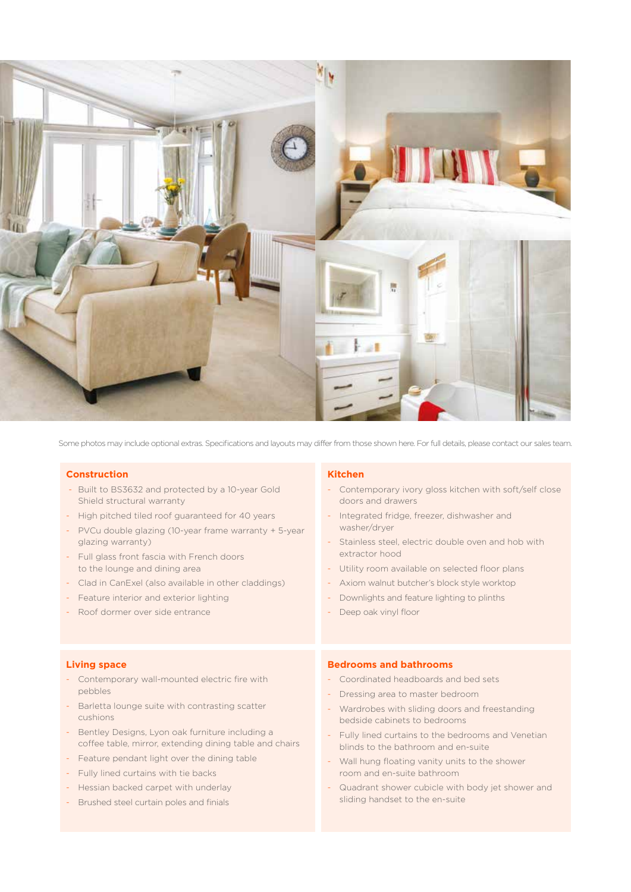Some photos may include optional extras. Specifications and layouts may differ from those shown here. For full details, please contact our sales team.

## Construction

- Built to BS3632 and protected by a 10-year Gold Shield structural warranty
- High pitched tiled roof guaranteed for 40 years
- PVCu double glazing (10-year frame warranty + 5-year glazing warranty)
- Full glass front fascia with French doors to the lounge and dining area
- Clad in CanExel (also available in other claddings)
- Feature interior and exterior lighting
- Roof dormer over side entrance

## Kitchen

- Contemporary ivory gloss kitchen with soft/self close doors and drawers
- Integrated fridge, freezer, dishwasher and washer/dryer
- Stainless steel, electric double oven and hob with extractor hood
- Utility room available on selected floor plans
- Axiom walnut butcher's block style worktop
- Downlights and feature lighting to plinths
- Deep oak vinyl floor

## Living space

- Contemporary wall-mounted electric fire with pebbles
- Barletta lounge suite with contrasting scatter cushions
- Bentley Designs, Lyon oak furniture including a coffee table, mirror, extending dining table and chairs
- Feature pendant light over the dining table
- Fully lined curtains with tie backs
- Hessian backed carpet with underlay
- Brushed steel curtain poles and finials

## Bedrooms and bathrooms

- Coordinated headboards and bed sets
- Dressing area to master bedroom
- Wardrobes with sliding doors and freestanding bedside cabinets to bedrooms
- Fully lined curtains to the bedrooms and Venetian blinds to the bathroom and en-suite
- Wall hung floating vanity units to the shower room and en-suite bathroom
- Quadrant shower cubicle with body jet shower and sliding handset to the en-suite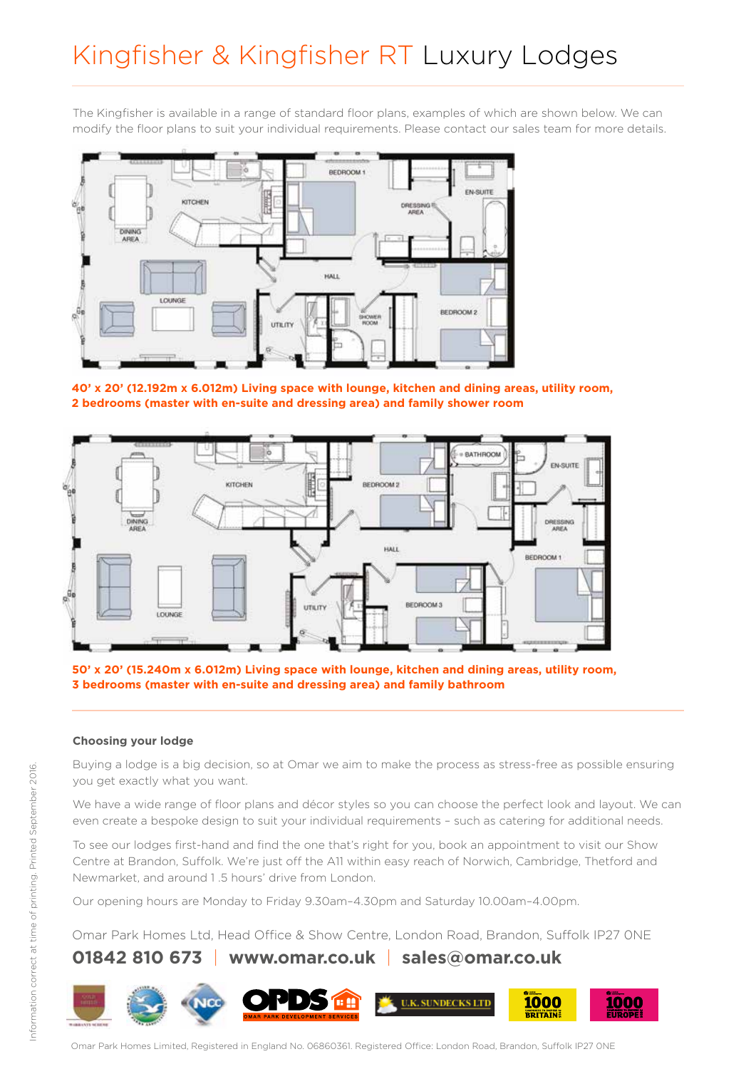# Kingfisher & Kingfisher RT Luxury Lodges

The Kingfisher is available in a range of standard floor plans, examples of which are shown below. We can modify the floor plans to suit your individual requirements. Please contact our sales team for more details.

KITCHEN
DINING AREA
LOUNGE
BEDROOM 1
DRESSING AREA
EN-SUITE
HALL
UTILITY
SHOWER ROOM
BEDROOM 2

**40' x 20' (12.192m x 6.012m) Living space with lounge, kitchen and dining areas, utility room, 2 bedrooms (master with en-suite and dressing area) and family shower room**

KITCHEN
DINING AREA
LOUNGE
BEDROOM 2
BATHROOM
EN-SUITE
DRESSING AREA
HALL
BEDROOM 1
UTILITY
BEDROOM 3

**50' x 20' (15.240m x 6.012m) Living space with lounge, kitchen and dining areas, utility room, 3 bedrooms (master with en-suite and dressing area) and family bathroom**

### Choosing your lodge

Buying a lodge is a big decision, so at Omar we aim to make the process as stress-free as possible ensuring you get exactly what you want.

We have a wide range of floor plans and décor styles so you can choose the perfect look and layout. We can even create a bespoke design to suit your individual requirements – such as catering for additional needs.

To see our lodges first-hand and find the one that's right for you, book an appointment to visit our Show Centre at Brandon, Suffolk. We're just off the A11 within easy reach of Norwich, Cambridge, Thetford and Newmarket, and around 1.5 hours' drive from London.

Our opening hours are Monday to Friday 9.30am–4.30pm and Saturday 10.00am–4.00pm.

Omar Park Homes Ltd, Head Office & Show Centre, London Road, Brandon, Suffolk IP27 0NE

**01842 810 673 | www.omar.co.uk | sales@omar.co.uk**

Information correct at time of printing. Printed September 2016.

Omar Park Homes Limited, Registered in England No. 06860361. Registered Office: London Road, Brandon, Suffolk IP27 0NE